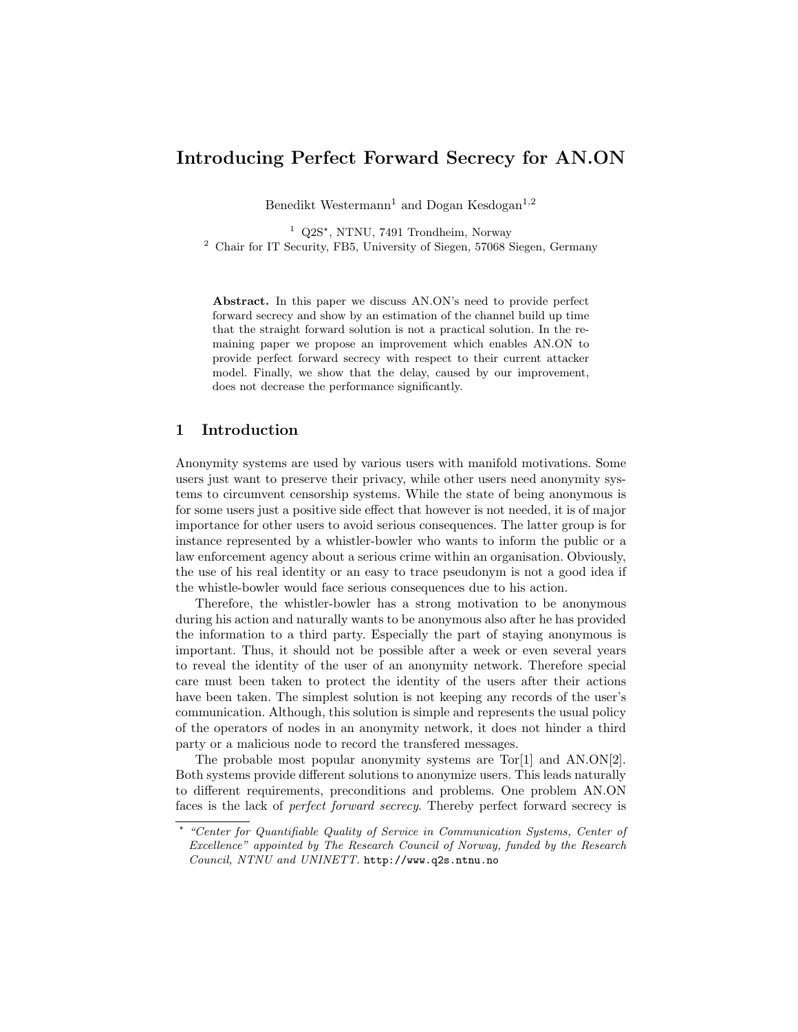# Introducing Perfect Forward Secrecy for AN.ON

Benedikt Westermann[1] and Dogan Kesdogan[1,2]

[1] Q2S*, NTNU, 7491 Trondheim, Norway
[2] Chair for IT Security, FB5, University of Siegen, 57068 Siegen, Germany

**Abstract.** In this paper we discuss AN.ON's need to provide perfect forward secrecy and show by an estimation of the channel build up time that the straight forward solution is not a practical solution. In the remaining paper we propose an improvement which enables AN.ON to provide perfect forward secrecy with respect to their current attacker model. Finally, we show that the delay, caused by our improvement, does not decrease the performance significantly.

## 1 Introduction

Anonymity systems are used by various users with manifold motivations. Some users just want to preserve their privacy, while other users need anonymity systems to circumvent censorship systems. While the state of being anonymous is for some users just a positive side effect that however is not needed, it is of major importance for other users to avoid serious consequences. The latter group is for instance represented by a whistler-bowler who wants to inform the public or a law enforcement agency about a serious crime within an organisation. Obviously, the use of his real identity or an easy to trace pseudonym is not a good idea if the whistle-bowler would face serious consequences due to his action.

Therefore, the whistler-bowler has a strong motivation to be anonymous during his action and naturally wants to be anonymous also after he has provided the information to a third party. Especially the part of staying anonymous is important. Thus, it should not be possible after a week or even several years to reveal the identity of the user of an anonymity network. Therefore special care must been taken to protect the identity of the users after their actions have been taken. The simplest solution is not keeping any records of the user's communication. Although, this solution is simple and represents the usual policy of the operators of nodes in an anonymity network, it does not hinder a third party or a malicious node to record the transfered messages.

The probable most popular anonymity systems are Tor[1] and AN.ON[2]. Both systems provide different solutions to anonymize users. This leads naturally to different requirements, preconditions and problems. One problem AN.ON faces is the lack of *perfect forward secrecy*. Thereby perfect forward secrecy is

* *"Center for Quantifiable Quality of Service in Communication Systems, Center of Excellence" appointed by The Research Council of Norway, funded by the Research Council, NTNU and UNINETT.* http://www.q2s.ntnu.no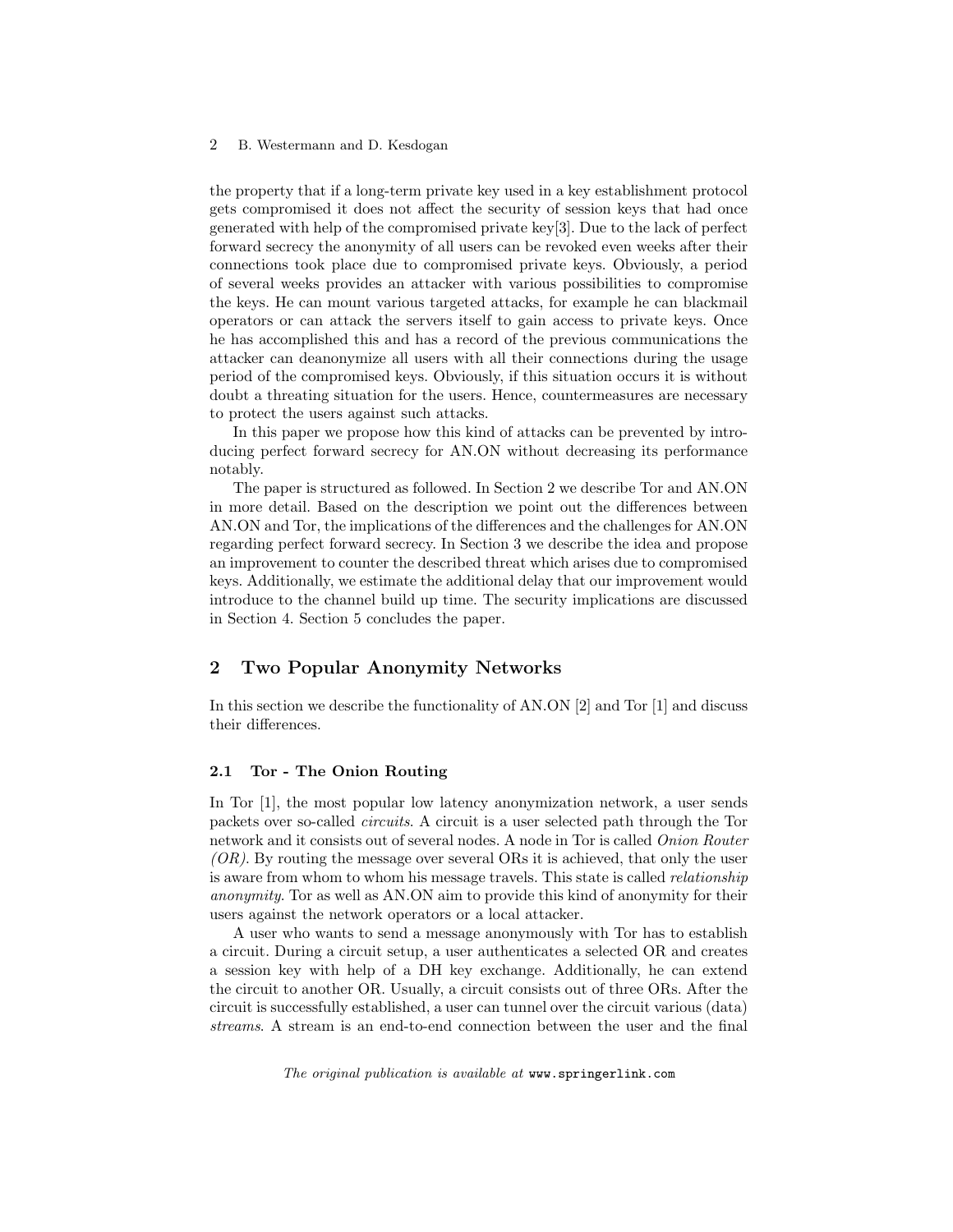the property that if a long-term private key used in a key establishment protocol gets compromised it does not affect the security of session keys that had once generated with help of the compromised private key[3]. Due to the lack of perfect forward secrecy the anonymity of all users can be revoked even weeks after their connections took place due to compromised private keys. Obviously, a period of several weeks provides an attacker with various possibilities to compromise the keys. He can mount various targeted attacks, for example he can blackmail operators or can attack the servers itself to gain access to private keys. Once he has accomplished this and has a record of the previous communications the attacker can deanonymize all users with all their connections during the usage period of the compromised keys. Obviously, if this situation occurs it is without doubt a threating situation for the users. Hence, countermeasures are necessary to protect the users against such attacks.

In this paper we propose how this kind of attacks can be prevented by introducing perfect forward secrecy for AN.ON without decreasing its performance notably.

The paper is structured as followed. In Section 2 we describe Tor and AN.ON in more detail. Based on the description we point out the differences between AN.ON and Tor, the implications of the differences and the challenges for AN.ON regarding perfect forward secrecy. In Section 3 we describe the idea and propose an improvement to counter the described threat which arises due to compromised keys. Additionally, we estimate the additional delay that our improvement would introduce to the channel build up time. The security implications are discussed in Section 4. Section 5 concludes the paper.

## 2 Two Popular Anonymity Networks

In this section we describe the functionality of AN.ON [2] and Tor [1] and discuss their differences.

### 2.1 Tor - The Onion Routing

In Tor [1], the most popular low latency anonymization network, a user sends packets over so-called *circuits*. A circuit is a user selected path through the Tor network and it consists out of several nodes. A node in Tor is called *Onion Router (OR)*. By routing the message over several ORs it is achieved, that only the user is aware from whom to whom his message travels. This state is called *relationship anonymity*. Tor as well as AN.ON aim to provide this kind of anonymity for their users against the network operators or a local attacker.

A user who wants to send a message anonymously with Tor has to establish a circuit. During a circuit setup, a user authenticates a selected OR and creates a session key with help of a DH key exchange. Additionally, he can extend the circuit to another OR. Usually, a circuit consists out of three ORs. After the circuit is successfully established, a user can tunnel over the circuit various (data) *streams*. A stream is an end-to-end connection between the user and the final

*The original publication is available at* www.springerlink.com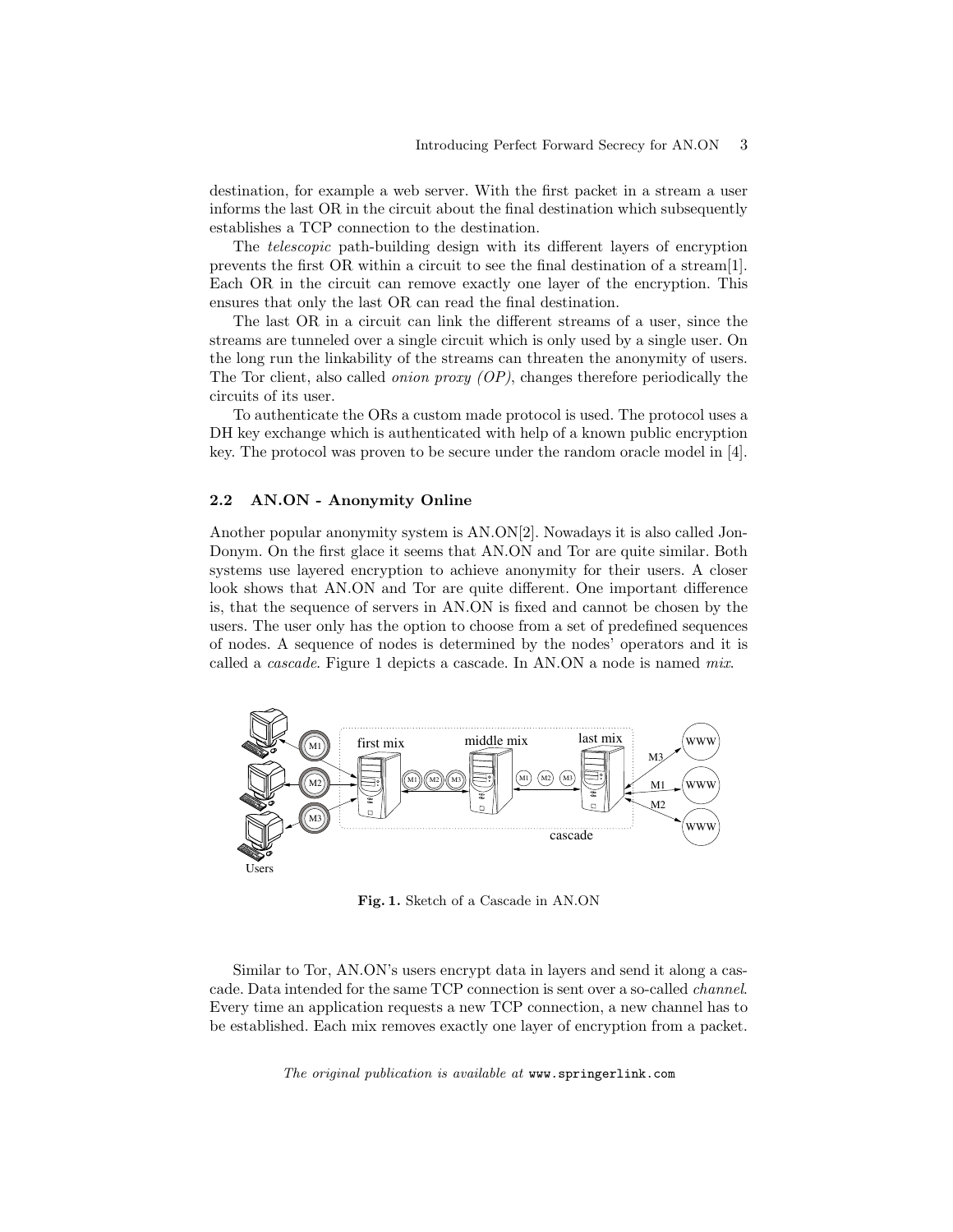destination, for example a web server. With the first packet in a stream a user informs the last OR in the circuit about the final destination which subsequently establishes a TCP connection to the destination.

The *telescopic* path-building design with its different layers of encryption prevents the first OR within a circuit to see the final destination of a stream[1]. Each OR in the circuit can remove exactly one layer of the encryption. This ensures that only the last OR can read the final destination.

The last OR in a circuit can link the different streams of a user, since the streams are tunneled over a single circuit which is only used by a single user. On the long run the linkability of the streams can threaten the anonymity of users. The Tor client, also called *onion proxy (OP)*, changes therefore periodically the circuits of its user.

To authenticate the ORs a custom made protocol is used. The protocol uses a DH key exchange which is authenticated with help of a known public encryption key. The protocol was proven to be secure under the random oracle model in [4].

### 2.2 AN.ON - Anonymity Online

Another popular anonymity system is AN.ON[2]. Nowadays it is also called JonDonym. On the first glace it seems that AN.ON and Tor are quite similar. Both systems use layered encryption to achieve anonymity for their users. A closer look shows that AN.ON and Tor are quite different. One important difference is, that the sequence of servers in AN.ON is fixed and cannot be chosen by the users. The user only has the option to choose from a set of predefined sequences of nodes. A sequence of nodes is determined by the nodes' operators and it is called a *cascade*. Figure 1 depicts a cascade. In AN.ON a node is named *mix*.

**Fig. 1.** Sketch of a Cascade in AN.ON

Similar to Tor, AN.ON's users encrypt data in layers and send it along a cascade. Data intended for the same TCP connection is sent over a so-called *channel*. Every time an application requests a new TCP connection, a new channel has to be established. Each mix removes exactly one layer of encryption from a packet.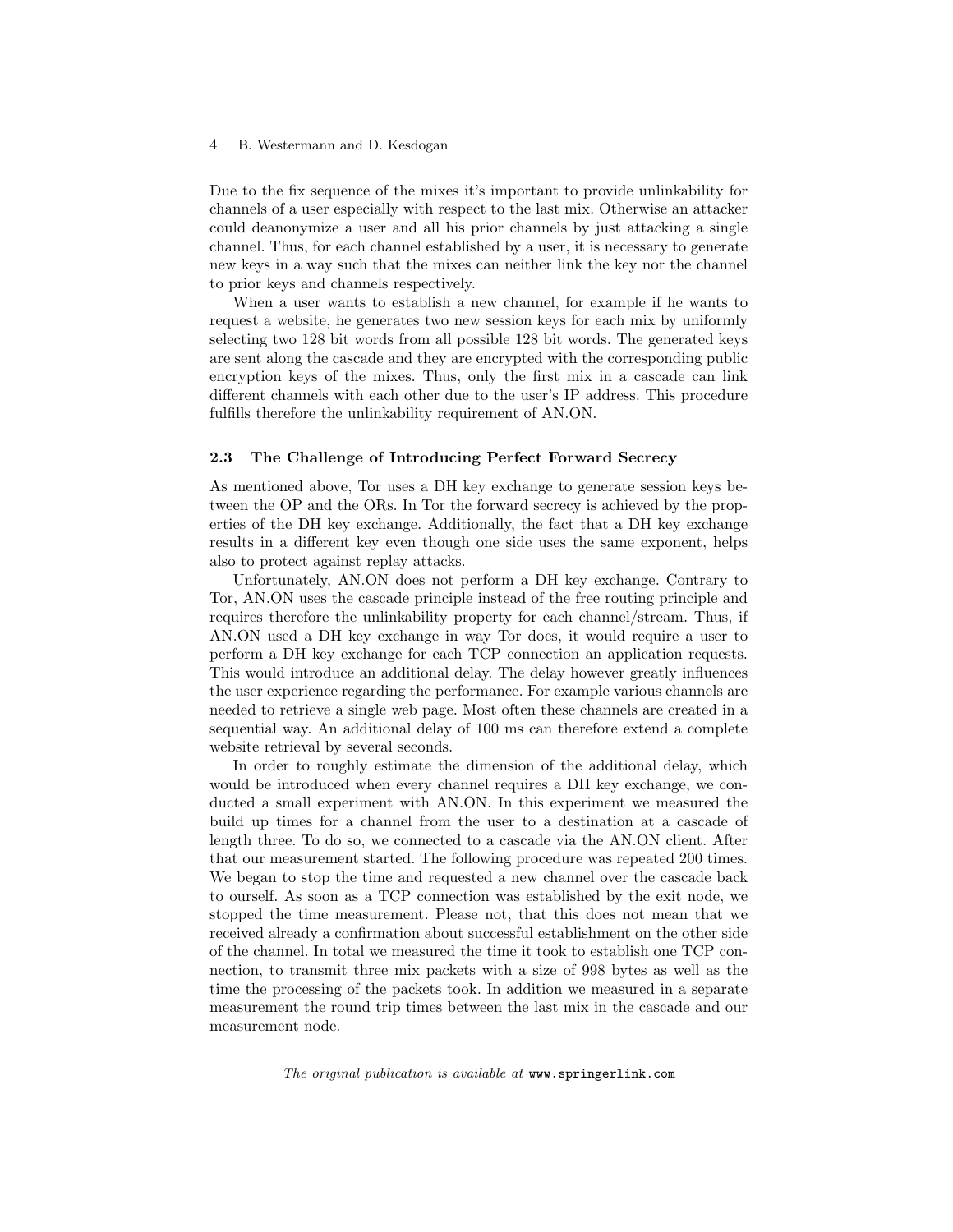Due to the fix sequence of the mixes it's important to provide unlinkability for channels of a user especially with respect to the last mix. Otherwise an attacker could deanonymize a user and all his prior channels by just attacking a single channel. Thus, for each channel established by a user, it is necessary to generate new keys in a way such that the mixes can neither link the key nor the channel to prior keys and channels respectively.

When a user wants to establish a new channel, for example if he wants to request a website, he generates two new session keys for each mix by uniformly selecting two 128 bit words from all possible 128 bit words. The generated keys are sent along the cascade and they are encrypted with the corresponding public encryption keys of the mixes. Thus, only the first mix in a cascade can link different channels with each other due to the user's IP address. This procedure fulfills therefore the unlinkability requirement of AN.ON.

### 2.3 The Challenge of Introducing Perfect Forward Secrecy

As mentioned above, Tor uses a DH key exchange to generate session keys between the OP and the ORs. In Tor the forward secrecy is achieved by the properties of the DH key exchange. Additionally, the fact that a DH key exchange results in a different key even though one side uses the same exponent, helps also to protect against replay attacks.

Unfortunately, AN.ON does not perform a DH key exchange. Contrary to Tor, AN.ON uses the cascade principle instead of the free routing principle and requires therefore the unlinkability property for each channel/stream. Thus, if AN.ON used a DH key exchange in way Tor does, it would require a user to perform a DH key exchange for each TCP connection an application requests. This would introduce an additional delay. The delay however greatly influences the user experience regarding the performance. For example various channels are needed to retrieve a single web page. Most often these channels are created in a sequential way. An additional delay of 100 ms can therefore extend a complete website retrieval by several seconds.

In order to roughly estimate the dimension of the additional delay, which would be introduced when every channel requires a DH key exchange, we conducted a small experiment with AN.ON. In this experiment we measured the build up times for a channel from the user to a destination at a cascade of length three. To do so, we connected to a cascade via the AN.ON client. After that our measurement started. The following procedure was repeated 200 times. We began to stop the time and requested a new channel over the cascade back to ourself. As soon as a TCP connection was established by the exit node, we stopped the time measurement. Please not, that this does not mean that we received already a confirmation about successful establishment on the other side of the channel. In total we measured the time it took to establish one TCP connection, to transmit three mix packets with a size of 998 bytes as well as the time the processing of the packets took. In addition we measured in a separate measurement the round trip times between the last mix in the cascade and our measurement node.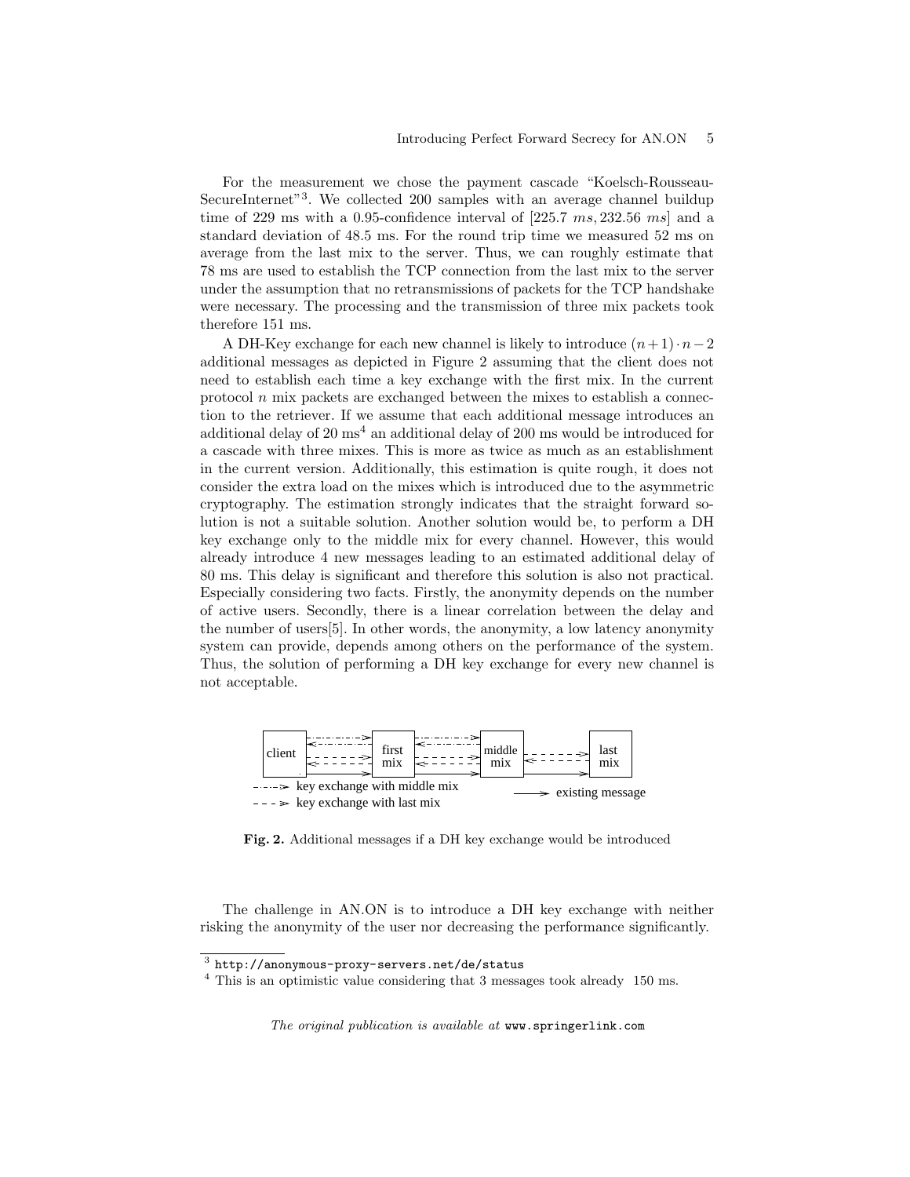For the measurement we chose the payment cascade "Koelsch-Rousseau-SecureInternet"[3]. We collected 200 samples with an average channel buildup time of 229 ms with a 0.95-confidence interval of $[225.7\ ms, 232.56\ ms]$ and a standard deviation of 48.5 ms. For the round trip time we measured 52 ms on average from the last mix to the server. Thus, we can roughly estimate that 78 ms are used to establish the TCP connection from the last mix to the server under the assumption that no retransmissions of packets for the TCP handshake were necessary. The processing and the transmission of three mix packets took therefore 151 ms.

A DH-Key exchange for each new channel is likely to introduce $(n+1) \cdot n - 2$ additional messages as depicted in Figure 2 assuming that the client does not need to establish each time a key exchange with the first mix. In the current protocol $n$ mix packets are exchanged between the mixes to establish a connection to the retriever. If we assume that each additional message introduces an additional delay of 20 ms[4] an additional delay of 200 ms would be introduced for a cascade with three mixes. This is more as twice as much as an establishment in the current version. Additionally, this estimation is quite rough, it does not consider the extra load on the mixes which is introduced due to the asymmetric cryptography. The estimation strongly indicates that the straight forward solution is not a suitable solution. Another solution would be, to perform a DH key exchange only to the middle mix for every channel. However, this would already introduce 4 new messages leading to an estimated additional delay of 80 ms. This delay is significant and therefore this solution is also not practical. Especially considering two facts. Firstly, the anonymity depends on the number of active users. Secondly, there is a linear correlation between the delay and the number of users[5]. In other words, the anonymity, a low latency anonymity system can provide, depends among others on the performance of the system. Thus, the solution of performing a DH key exchange for every new channel is not acceptable.

**Fig. 2.** Additional messages if a DH key exchange would be introduced

The challenge in AN.ON is to introduce a DH key exchange with neither risking the anonymity of the user nor decreasing the performance significantly.

[3] http://anonymous-proxy-servers.net/de/status

[4] This is an optimistic value considering that 3 messages took already 150 ms.

*The original publication is available at* www.springerlink.com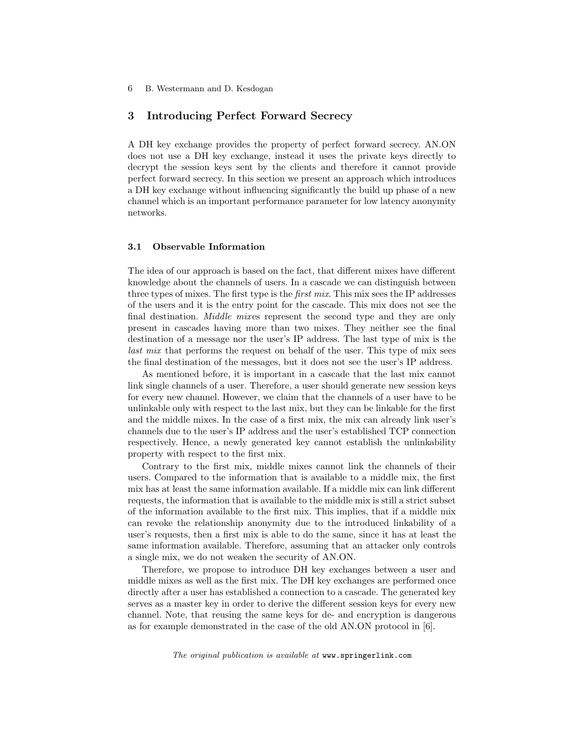## 3 Introducing Perfect Forward Secrecy

A DH key exchange provides the property of perfect forward secrecy. AN.ON does not use a DH key exchange, instead it uses the private keys directly to decrypt the session keys sent by the clients and therefore it cannot provide perfect forward secrecy. In this section we present an approach which introduces a DH key exchange without influencing significantly the build up phase of a new channel which is an important performance parameter for low latency anonymity networks.

### 3.1 Observable Information

The idea of our approach is based on the fact, that different mixes have different knowledge about the channels of users. In a cascade we can distinguish between three types of mixes. The first type is the *first mix*. This mix sees the IP addresses of the users and it is the entry point for the cascade. This mix does not see the final destination. *Middle mix*es represent the second type and they are only present in cascades having more than two mixes. They neither see the final destination of a message nor the user's IP address. The last type of mix is the *last mix* that performs the request on behalf of the user. This type of mix sees the final destination of the messages, but it does not see the user's IP address.

As mentioned before, it is important in a cascade that the last mix cannot link single channels of a user. Therefore, a user should generate new session keys for every new channel. However, we claim that the channels of a user have to be unlinkable only with respect to the last mix, but they can be linkable for the first and the middle mixes. In the case of a first mix, the mix can already link user's channels due to the user's IP address and the user's established TCP connection respectively. Hence, a newly generated key cannot establish the unlinkability property with respect to the first mix.

Contrary to the first mix, middle mixes cannot link the channels of their users. Compared to the information that is available to a middle mix, the first mix has at least the same information available. If a middle mix can link different requests, the information that is available to the middle mix is still a strict subset of the information available to the first mix. This implies, that if a middle mix can revoke the relationship anonymity due to the introduced linkability of a user's requests, then a first mix is able to do the same, since it has at least the same information available. Therefore, assuming that an attacker only controls a single mix, we do not weaken the security of AN.ON.

Therefore, we propose to introduce DH key exchanges between a user and middle mixes as well as the first mix. The DH key exchanges are performed once directly after a user has established a connection to a cascade. The generated key serves as a master key in order to derive the different session keys for every new channel. Note, that reusing the same keys for de- and encryption is dangerous as for example demonstrated in the case of the old AN.ON protocol in [6].

*The original publication is available at* www.springerlink.com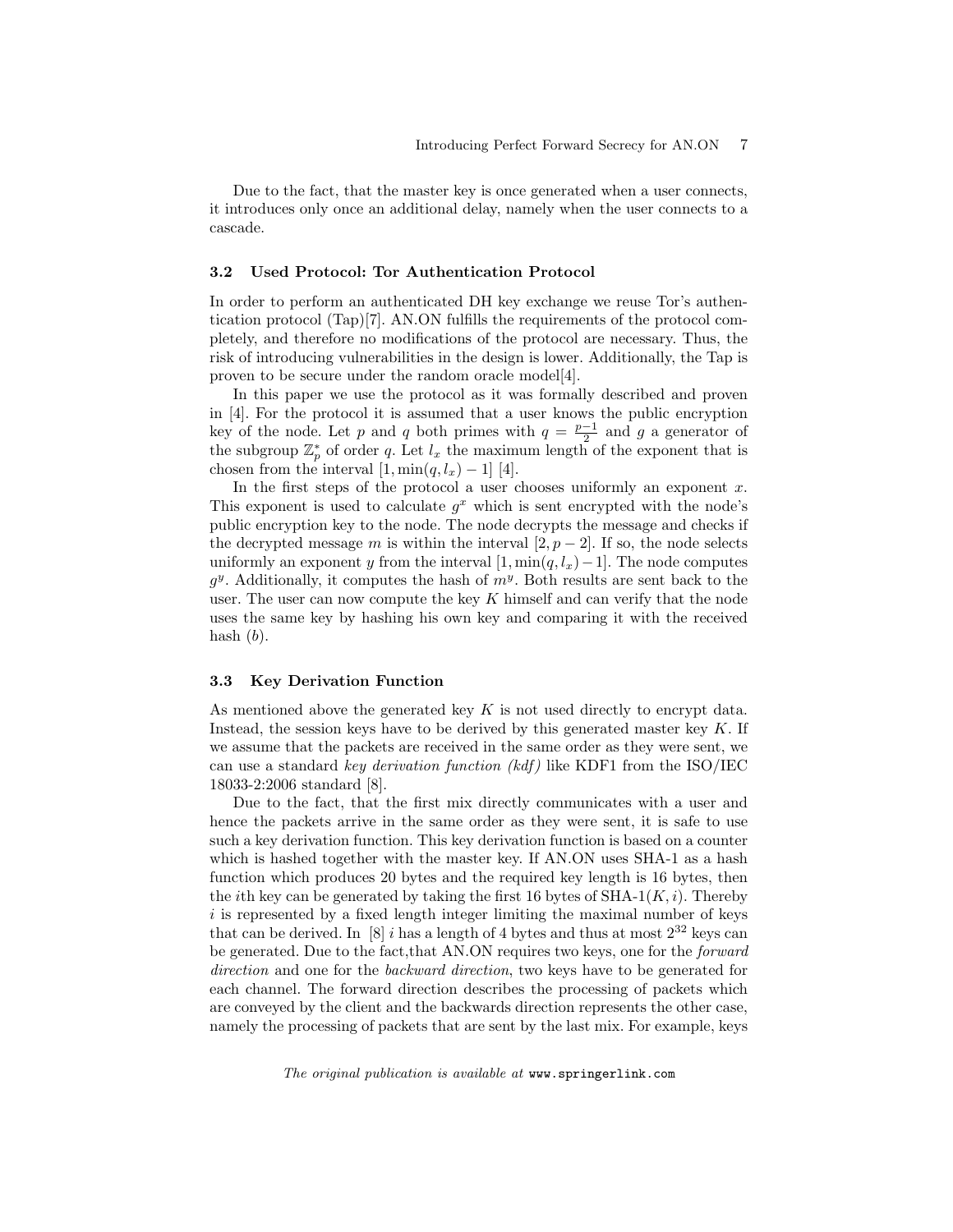Due to the fact, that the master key is once generated when a user connects, it introduces only once an additional delay, namely when the user connects to a cascade.

### 3.2 Used Protocol: Tor Authentication Protocol

In order to perform an authenticated DH key exchange we reuse Tor's authentication protocol (Tap)[7]. AN.ON fulfills the requirements of the protocol completely, and therefore no modifications of the protocol are necessary. Thus, the risk of introducing vulnerabilities in the design is lower. Additionally, the Tap is proven to be secure under the random oracle model[4].

In this paper we use the protocol as it was formally described and proven in [4]. For the protocol it is assumed that a user knows the public encryption key of the node. Let $p$ and $q$ both primes with $q = \frac{p-1}{2}$ and $g$ a generator of the subgroup $\mathbb{Z}_p^*$ of order $q$. Let $l_x$ the maximum length of the exponent that is chosen from the interval $[1, \min(q, l_x) - 1]$ [4].

In the first steps of the protocol a user chooses uniformly an exponent $x$. This exponent is used to calculate $g^x$ which is sent encrypted with the node's public encryption key to the node. The node decrypts the message and checks if the decrypted message $m$ is within the interval $[2, p-2]$. If so, the node selects uniformly an exponent $y$ from the interval $[1, \min(q, l_x) - 1]$. The node computes $g^y$. Additionally, it computes the hash of $m^y$. Both results are sent back to the user. The user can now compute the key $K$ himself and can verify that the node uses the same key by hashing his own key and comparing it with the received hash ($b$).

### 3.3 Key Derivation Function

As mentioned above the generated key $K$ is not used directly to encrypt data. Instead, the session keys have to be derived by this generated master key $K$. If we assume that the packets are received in the same order as they were sent, we can use a standard *key derivation function (kdf)* like KDF1 from the ISO/IEC 18033-2:2006 standard [8].

Due to the fact, that the first mix directly communicates with a user and hence the packets arrive in the same order as they were sent, it is safe to use such a key derivation function. This key derivation function is based on a counter which is hashed together with the master key. If AN.ON uses SHA-1 as a hash function which produces 20 bytes and the required key length is 16 bytes, then the $i$th key can be generated by taking the first 16 bytes of SHA-1$(K, i)$. Thereby $i$ is represented by a fixed length integer limiting the maximal number of keys that can be derived. In [8] $i$ has a length of 4 bytes and thus at most $2^{32}$ keys can be generated. Due to the fact,that AN.ON requires two keys, one for the *forward direction* and one for the *backward direction*, two keys have to be generated for each channel. The forward direction describes the processing of packets which are conveyed by the client and the backwards direction represents the other case, namely the processing of packets that are sent by the last mix. For example, keys

*The original publication is available at* www.springerlink.com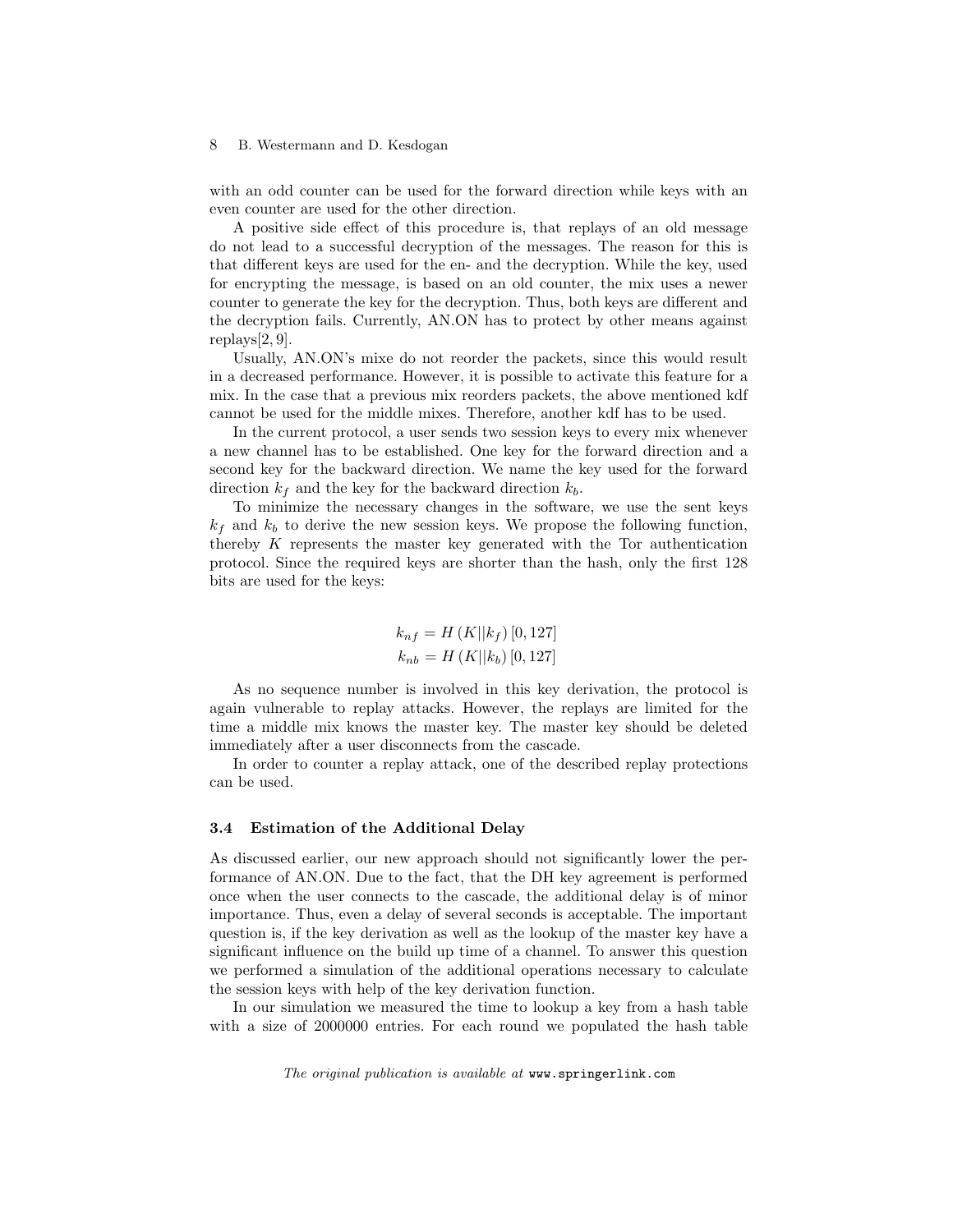with an odd counter can be used for the forward direction while keys with an even counter are used for the other direction.

A positive side effect of this procedure is, that replays of an old message do not lead to a successful decryption of the messages. The reason for this is that different keys are used for the en- and the decryption. While the key, used for encrypting the message, is based on an old counter, the mix uses a newer counter to generate the key for the decryption. Thus, both keys are different and the decryption fails. Currently, AN.ON has to protect by other means against replays[2, 9].

Usually, AN.ON's mixe do not reorder the packets, since this would result in a decreased performance. However, it is possible to activate this feature for a mix. In the case that a previous mix reorders packets, the above mentioned kdf cannot be used for the middle mixes. Therefore, another kdf has to be used.

In the current protocol, a user sends two session keys to every mix whenever a new channel has to be established. One key for the forward direction and a second key for the backward direction. We name the key used for the forward direction $k_f$ and the key for the backward direction $k_b$.

To minimize the necessary changes in the software, we use the sent keys $k_f$ and $k_b$ to derive the new session keys. We propose the following function, thereby $K$ represents the master key generated with the Tor authentication protocol. Since the required keys are shorter than the hash, only the first 128 bits are used for the keys:

$$k_{nf} = H\left(K||k_f\right)[0, 127]$$
$$k_{nb} = H\left(K||k_b\right)[0, 127]$$

As no sequence number is involved in this key derivation, the protocol is again vulnerable to replay attacks. However, the replays are limited for the time a middle mix knows the master key. The master key should be deleted immediately after a user disconnects from the cascade.

In order to counter a replay attack, one of the described replay protections can be used.

### 3.4 Estimation of the Additional Delay

As discussed earlier, our new approach should not significantly lower the performance of AN.ON. Due to the fact, that the DH key agreement is performed once when the user connects to the cascade, the additional delay is of minor importance. Thus, even a delay of several seconds is acceptable. The important question is, if the key derivation as well as the lookup of the master key have a significant influence on the build up time of a channel. To answer this question we performed a simulation of the additional operations necessary to calculate the session keys with help of the key derivation function.

In our simulation we measured the time to lookup a key from a hash table with a size of 2000000 entries. For each round we populated the hash table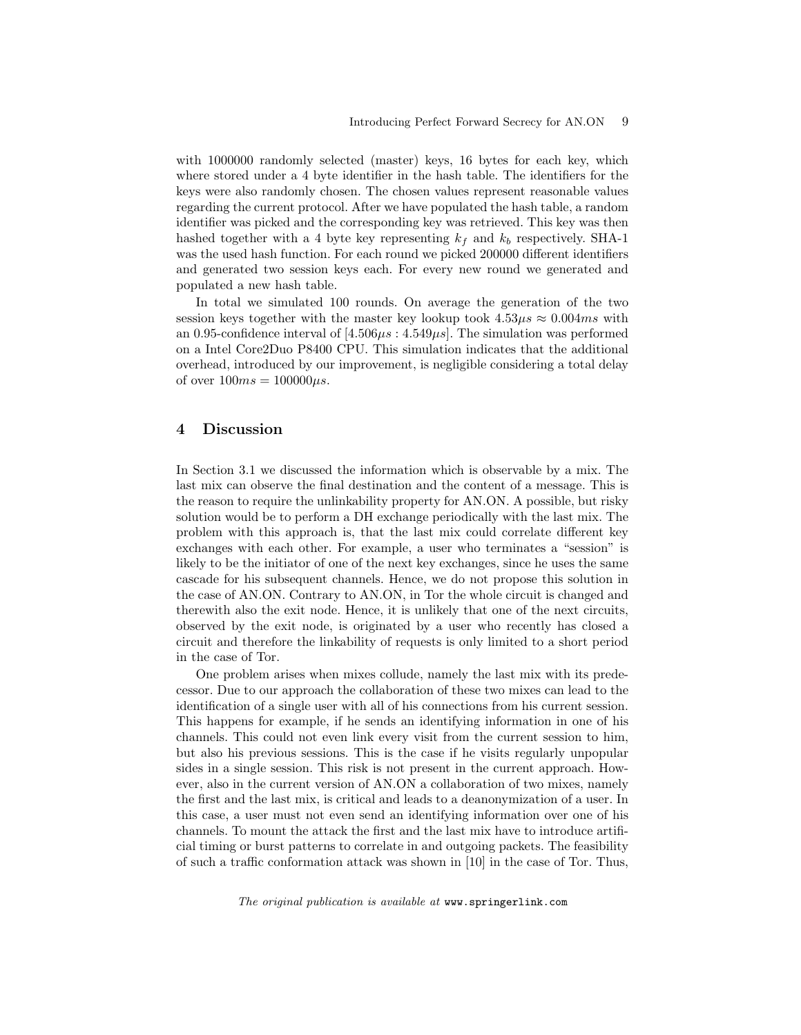with 1000000 randomly selected (master) keys, 16 bytes for each key, which where stored under a 4 byte identifier in the hash table. The identifiers for the keys were also randomly chosen. The chosen values represent reasonable values regarding the current protocol. After we have populated the hash table, a random identifier was picked and the corresponding key was retrieved. This key was then hashed together with a 4 byte key representing $k_f$ and $k_b$ respectively. SHA-1 was the used hash function. For each round we picked 200000 different identifiers and generated two session keys each. For every new round we generated and populated a new hash table.

In total we simulated 100 rounds. On average the generation of the two session keys together with the master key lookup took $4.53\mu s \approx 0.004ms$ with an 0.95-confidence interval of $[4.506\mu s : 4.549\mu s]$. The simulation was performed on a Intel Core2Duo P8400 CPU. This simulation indicates that the additional overhead, introduced by our improvement, is negligible considering a total delay of over $100ms = 100000\mu s$.

## 4 Discussion

In Section 3.1 we discussed the information which is observable by a mix. The last mix can observe the final destination and the content of a message. This is the reason to require the unlinkability property for AN.ON. A possible, but risky solution would be to perform a DH exchange periodically with the last mix. The problem with this approach is, that the last mix could correlate different key exchanges with each other. For example, a user who terminates a "session" is likely to be the initiator of one of the next key exchanges, since he uses the same cascade for his subsequent channels. Hence, we do not propose this solution in the case of AN.ON. Contrary to AN.ON, in Tor the whole circuit is changed and therewith also the exit node. Hence, it is unlikely that one of the next circuits, observed by the exit node, is originated by a user who recently has closed a circuit and therefore the linkability of requests is only limited to a short period in the case of Tor.

One problem arises when mixes collude, namely the last mix with its predecessor. Due to our approach the collaboration of these two mixes can lead to the identification of a single user with all of his connections from his current session. This happens for example, if he sends an identifying information in one of his channels. This could not even link every visit from the current session to him, but also his previous sessions. This is the case if he visits regularly unpopular sides in a single session. This risk is not present in the current approach. However, also in the current version of AN.ON a collaboration of two mixes, namely the first and the last mix, is critical and leads to a deanonymization of a user. In this case, a user must not even send an identifying information over one of his channels. To mount the attack the first and the last mix have to introduce artificial timing or burst patterns to correlate in and outgoing packets. The feasibility of such a traffic conformation attack was shown in [10] in the case of Tor. Thus,

*The original publication is available at* `www.springerlink.com`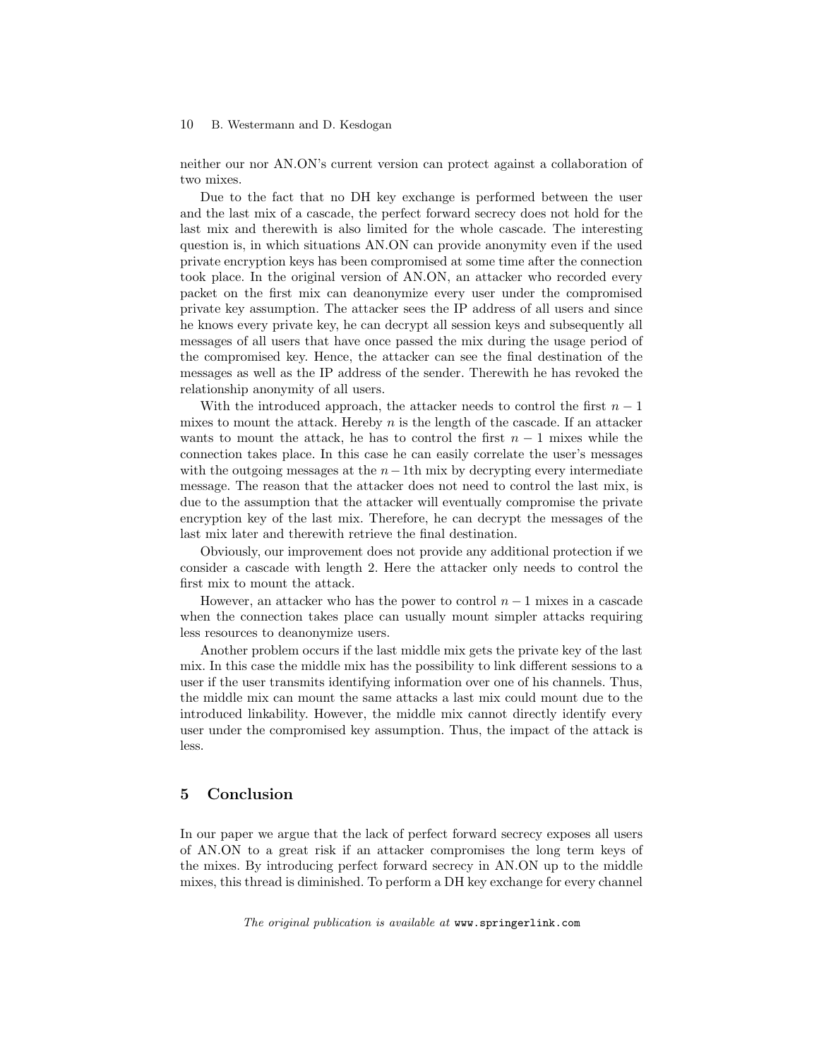neither our nor AN.ON's current version can protect against a collaboration of two mixes.

Due to the fact that no DH key exchange is performed between the user and the last mix of a cascade, the perfect forward secrecy does not hold for the last mix and therewith is also limited for the whole cascade. The interesting question is, in which situations AN.ON can provide anonymity even if the used private encryption keys has been compromised at some time after the connection took place. In the original version of AN.ON, an attacker who recorded every packet on the first mix can deanonymize every user under the compromised private key assumption. The attacker sees the IP address of all users and since he knows every private key, he can decrypt all session keys and subsequently all messages of all users that have once passed the mix during the usage period of the compromised key. Hence, the attacker can see the final destination of the messages as well as the IP address of the sender. Therewith he has revoked the relationship anonymity of all users.

With the introduced approach, the attacker needs to control the first $n-1$ mixes to mount the attack. Hereby $n$ is the length of the cascade. If an attacker wants to mount the attack, he has to control the first $n-1$ mixes while the connection takes place. In this case he can easily correlate the user's messages with the outgoing messages at the $n-1$th mix by decrypting every intermediate message. The reason that the attacker does not need to control the last mix, is due to the assumption that the attacker will eventually compromise the private encryption key of the last mix. Therefore, he can decrypt the messages of the last mix later and therewith retrieve the final destination.

Obviously, our improvement does not provide any additional protection if we consider a cascade with length 2. Here the attacker only needs to control the first mix to mount the attack.

However, an attacker who has the power to control $n-1$ mixes in a cascade when the connection takes place can usually mount simpler attacks requiring less resources to deanonymize users.

Another problem occurs if the last middle mix gets the private key of the last mix. In this case the middle mix has the possibility to link different sessions to a user if the user transmits identifying information over one of his channels. Thus, the middle mix can mount the same attacks a last mix could mount due to the introduced linkability. However, the middle mix cannot directly identify every user under the compromised key assumption. Thus, the impact of the attack is less.

## 5 Conclusion

In our paper we argue that the lack of perfect forward secrecy exposes all users of AN.ON to a great risk if an attacker compromises the long term keys of the mixes. By introducing perfect forward secrecy in AN.ON up to the middle mixes, this thread is diminished. To perform a DH key exchange for every channel

*The original publication is available at* www.springerlink.com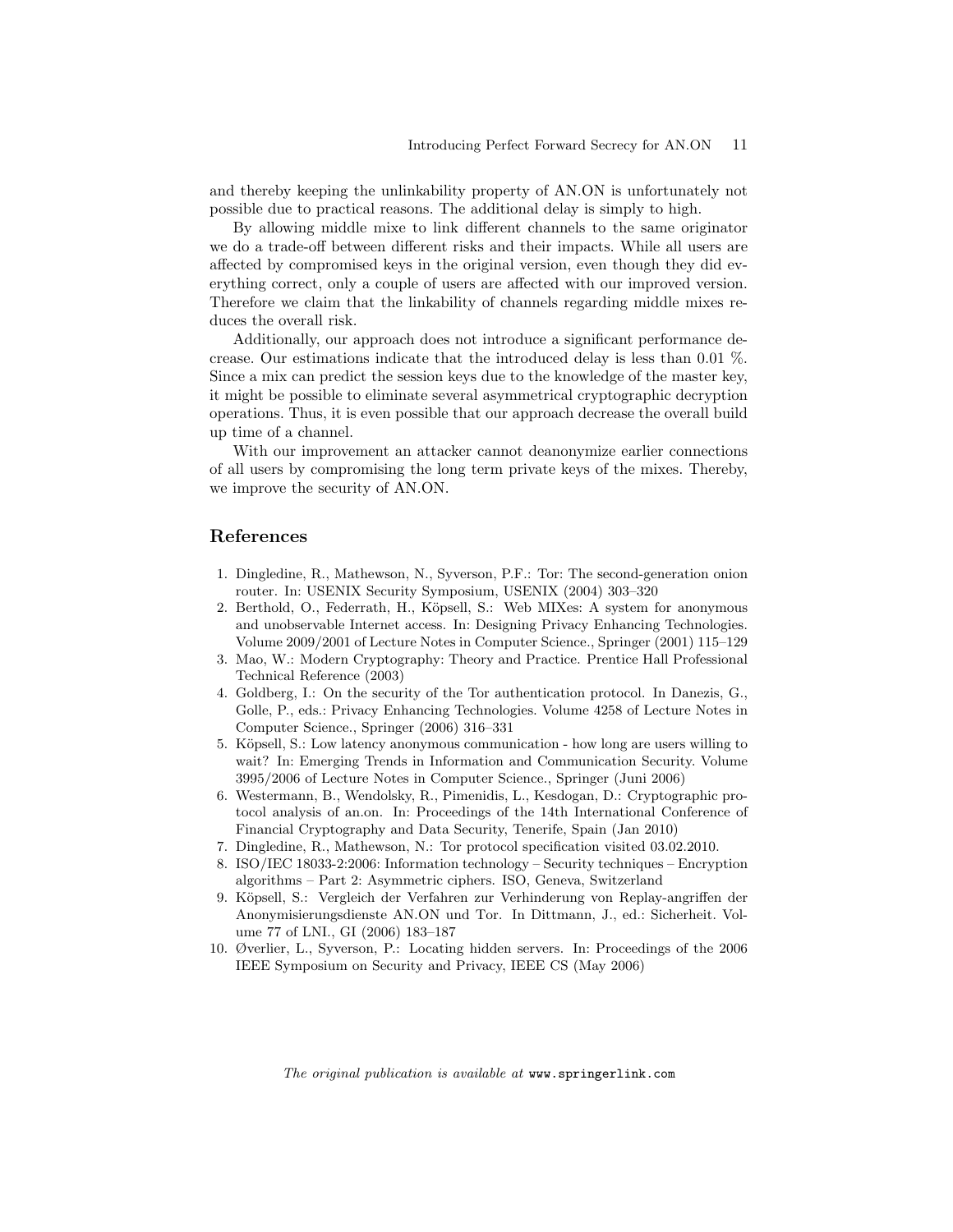and thereby keeping the unlinkability property of AN.ON is unfortunately not possible due to practical reasons. The additional delay is simply to high.

By allowing middle mixe to link different channels to the same originator we do a trade-off between different risks and their impacts. While all users are affected by compromised keys in the original version, even though they did everything correct, only a couple of users are affected with our improved version. Therefore we claim that the linkability of channels regarding middle mixes reduces the overall risk.

Additionally, our approach does not introduce a significant performance decrease. Our estimations indicate that the introduced delay is less than 0.01 %. Since a mix can predict the session keys due to the knowledge of the master key, it might be possible to eliminate several asymmetrical cryptographic decryption operations. Thus, it is even possible that our approach decrease the overall build up time of a channel.

With our improvement an attacker cannot deanonymize earlier connections of all users by compromising the long term private keys of the mixes. Thereby, we improve the security of AN.ON.

## References

1. Dingledine, R., Mathewson, N., Syverson, P.F.: Tor: The second-generation onion router. In: USENIX Security Symposium, USENIX (2004) 303–320
2. Berthold, O., Federrath, H., Köpsell, S.: Web MIXes: A system for anonymous and unobservable Internet access. In: Designing Privacy Enhancing Technologies. Volume 2009/2001 of Lecture Notes in Computer Science., Springer (2001) 115–129
3. Mao, W.: Modern Cryptography: Theory and Practice. Prentice Hall Professional Technical Reference (2003)
4. Goldberg, I.: On the security of the Tor authentication protocol. In Danezis, G., Golle, P., eds.: Privacy Enhancing Technologies. Volume 4258 of Lecture Notes in Computer Science., Springer (2006) 316–331
5. Köpsell, S.: Low latency anonymous communication - how long are users willing to wait? In: Emerging Trends in Information and Communication Security. Volume 3995/2006 of Lecture Notes in Computer Science., Springer (Juni 2006)
6. Westermann, B., Wendolsky, R., Pimenidis, L., Kesdogan, D.: Cryptographic protocol analysis of an.on. In: Proceedings of the 14th International Conference of Financial Cryptography and Data Security, Tenerife, Spain (Jan 2010)
7. Dingledine, R., Mathewson, N.: Tor protocol specification visited 03.02.2010.
8. ISO/IEC 18033-2:2006: Information technology – Security techniques – Encryption algorithms – Part 2: Asymmetric ciphers. ISO, Geneva, Switzerland
9. Köpsell, S.: Vergleich der Verfahren zur Verhinderung von Replay-angriffen der Anonymisierungsdienste AN.ON und Tor. In Dittmann, J., ed.: Sicherheit. Volume 77 of LNI., GI (2006) 183–187
10. Øverlier, L., Syverson, P.: Locating hidden servers. In: Proceedings of the 2006 IEEE Symposium on Security and Privacy, IEEE CS (May 2006)

*The original publication is available at* `www.springerlink.com`